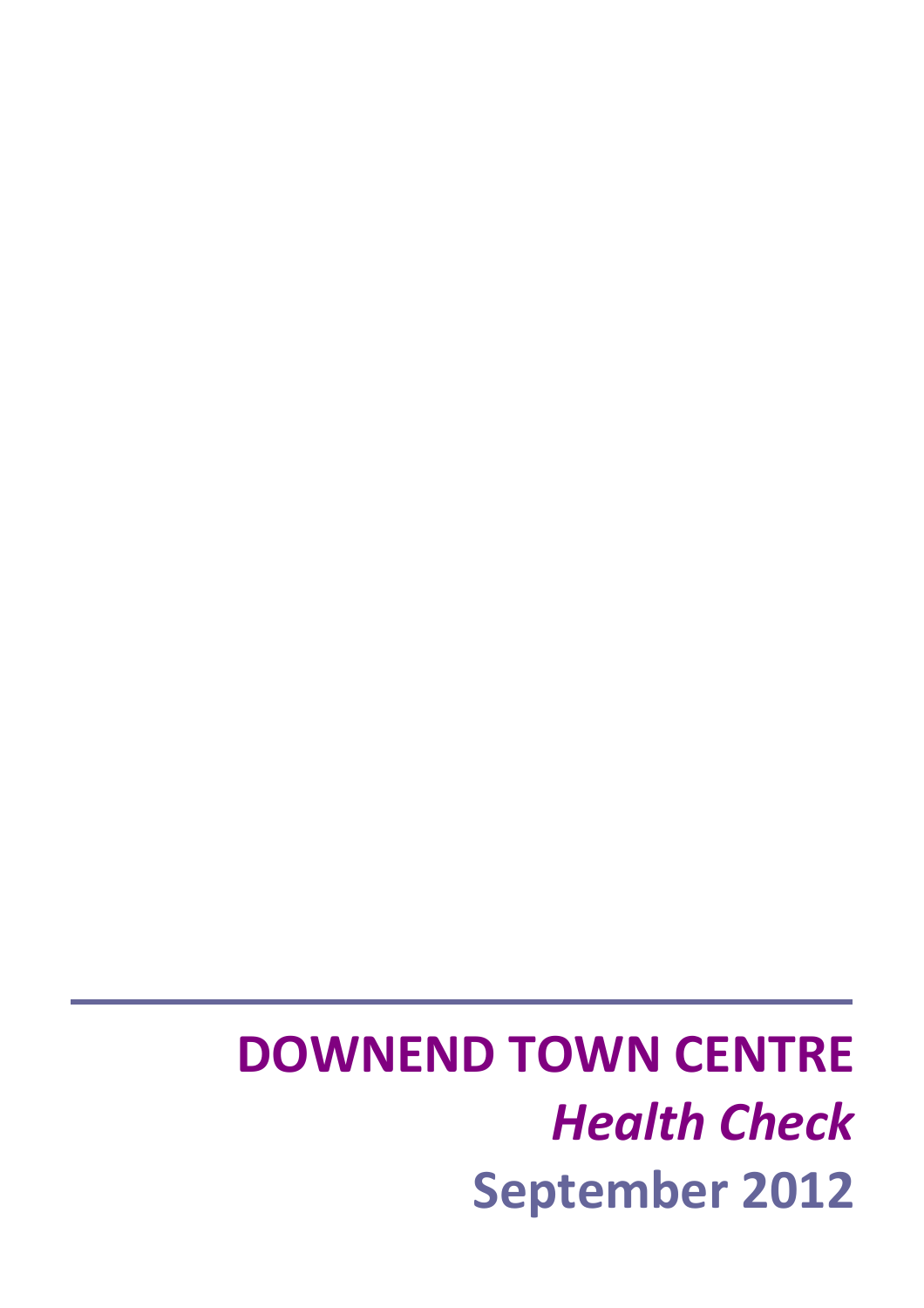# DOWNEND TOWN CENTRE

## *Health Check*

### September 2012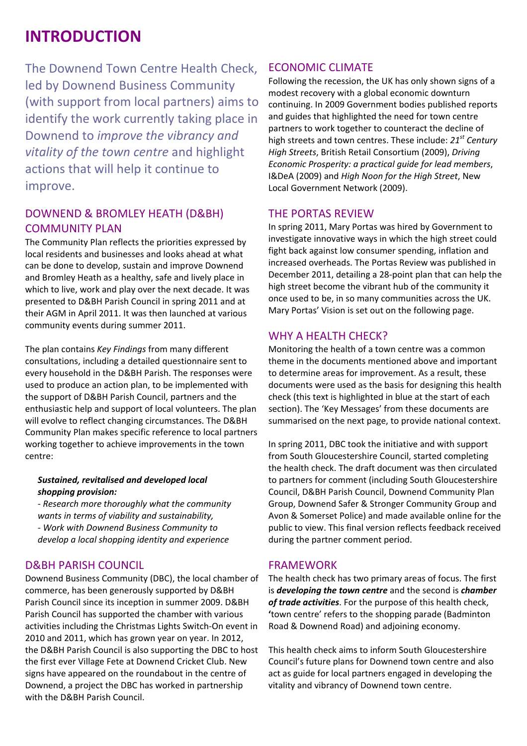# INTRODUCTION

The Downend Town Centre Health Check, led by Downend Business Community (with support from local partners) aims to identify the work currently taking place in Downend to *improve the vibrancy and vitality of the town centre* and highlight actions that will help it continue to improve.

## DOWNEND & BROMLEY HEATH (D&BH) COMMUNITY PLAN

The Community Plan reflects the priorities expressed by local residents and businesses and looks ahead at what can be done to develop, sustain and improve Downend and Bromley Heath as a healthy, safe and lively place in which to live, work and play over the next decade. It was presented to D&BH Parish Council in spring 2011 and at their AGM in April 2011. It was then launched at various community events during summer 2011.

The plan contains *Key Findings* from many different consultations, including a detailed questionnaire sent to every household in the D&BH Parish. The responses were used to produce an action plan, to be implemented with the support of D&BH Parish Council, partners and the enthusiastic help and support of local volunteers. The plan will evolve to reflect changing circumstances. The D&BH Community Plan makes specific reference to local partners working together to achieve improvements in the town centre:

> ***Sustained, revitalised and developed local shopping provision:***
> *- Research more thoroughly what the community wants in terms of viability and sustainability,*
> *- Work with Downend Business Community to develop a local shopping identity and experience*

## D&BH PARISH COUNCIL

Downend Business Community (DBC), the local chamber of commerce, has been generously supported by D&BH Parish Council since its inception in summer 2009. D&BH Parish Council has supported the chamber with various activities including the Christmas Lights Switch-On event in 2010 and 2011, which has grown year on year. In 2012, the D&BH Parish Council is also supporting the DBC to host the first ever Village Fete at Downend Cricket Club. New signs have appeared on the roundabout in the centre of Downend, a project the DBC has worked in partnership with the D&BH Parish Council.

## ECONOMIC CLIMATE

Following the recession, the UK has only shown signs of a modest recovery with a global economic downturn continuing. In 2009 Government bodies published reports and guides that highlighted the need for town centre partners to work together to counteract the decline of high streets and town centres. These include: *21st Century High Streets*, British Retail Consortium (2009), *Driving Economic Prosperity: a practical guide for lead members*, I&DeA (2009) and *High Noon for the High Street*, New Local Government Network (2009).

## THE PORTAS REVIEW

In spring 2011, Mary Portas was hired by Government to investigate innovative ways in which the high street could fight back against low consumer spending, inflation and increased overheads. The Portas Review was published in December 2011, detailing a 28-point plan that can help the high street become the vibrant hub of the community it once used to be, in so many communities across the UK. Mary Portas' Vision is set out on the following page.

## WHY A HEALTH CHECK?

Monitoring the health of a town centre was a common theme in the documents mentioned above and important to determine areas for improvement. As a result, these documents were used as the basis for designing this health check (this text is highlighted in blue at the start of each section). The 'Key Messages' from these documents are summarised on the next page, to provide national context.

In spring 2011, DBC took the initiative and with support from South Gloucestershire Council, started completing the health check. The draft document was then circulated to partners for comment (including South Gloucestershire Council, D&BH Parish Council, Downend Community Plan Group, Downend Safer & Stronger Community Group and Avon & Somerset Police) and made available online for the public to view. This final version reflects feedback received during the partner comment period.

## FRAMEWORK

The health check has two primary areas of focus. The first is ***developing the town centre*** and the second is ***chamber of trade activities***. For the purpose of this health check, **'**town centre' refers to the shopping parade (Badminton Road & Downend Road) and adjoining economy.

This health check aims to inform South Gloucestershire Council's future plans for Downend town centre and also act as guide for local partners engaged in developing the vitality and vibrancy of Downend town centre.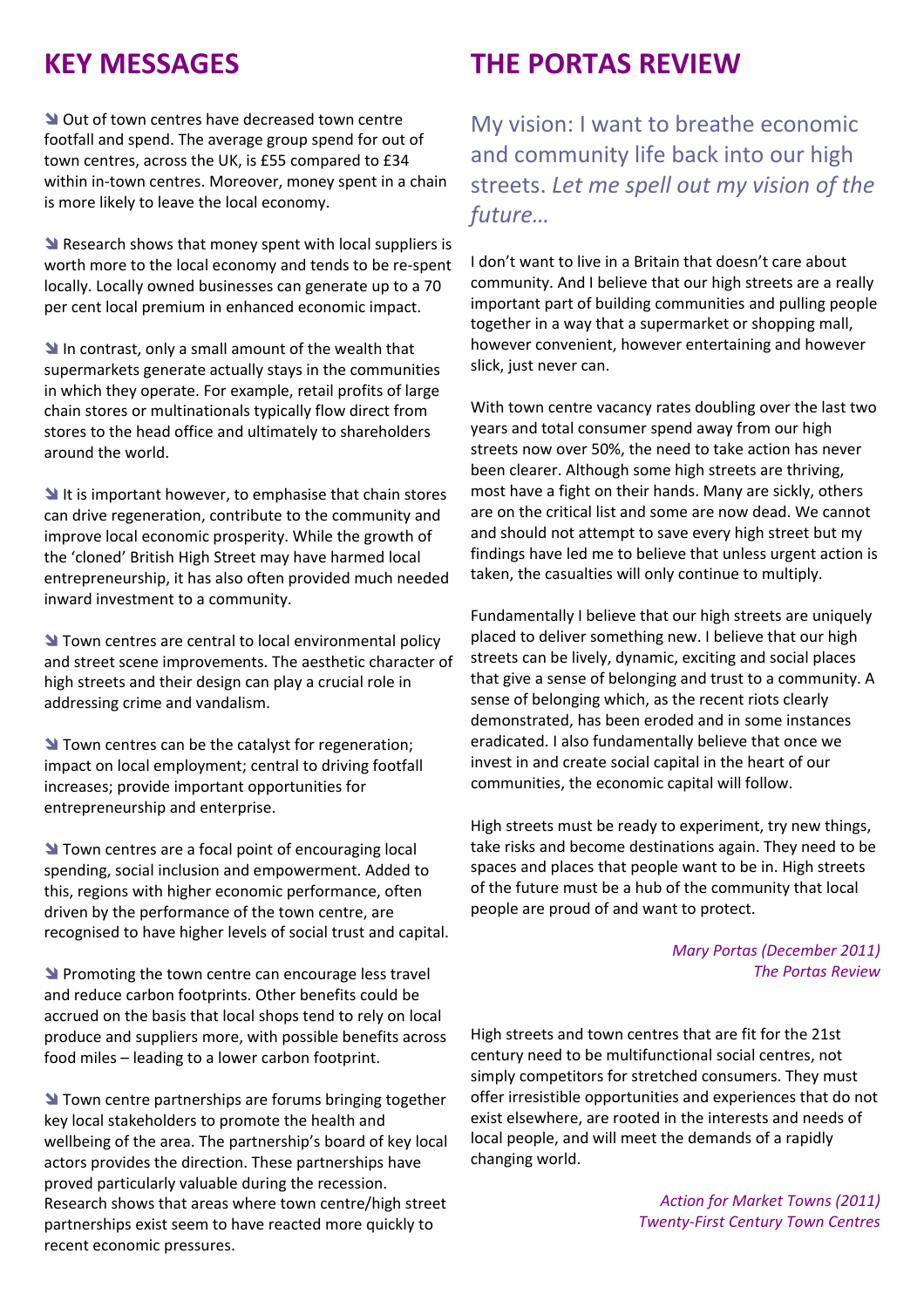## KEY MESSAGES

- Out of town centres have decreased town centre footfall and spend. The average group spend for out of town centres, across the UK, is £55 compared to £34 within in-town centres. Moreover, money spent in a chain is more likely to leave the local economy.

- Research shows that money spent with local suppliers is worth more to the local economy and tends to be re-spent locally. Locally owned businesses can generate up to a 70 per cent local premium in enhanced economic impact.

- In contrast, only a small amount of the wealth that supermarkets generate actually stays in the communities in which they operate. For example, retail profits of large chain stores or multinationals typically flow direct from stores to the head office and ultimately to shareholders around the world.

- It is important however, to emphasise that chain stores can drive regeneration, contribute to the community and improve local economic prosperity. While the growth of the 'cloned' British High Street may have harmed local entrepreneurship, it has also often provided much needed inward investment to a community.

- Town centres are central to local environmental policy and street scene improvements. The aesthetic character of high streets and their design can play a crucial role in addressing crime and vandalism.

- Town centres can be the catalyst for regeneration; impact on local employment; central to driving footfall increases; provide important opportunities for entrepreneurship and enterprise.

- Town centres are a focal point of encouraging local spending, social inclusion and empowerment. Added to this, regions with higher economic performance, often driven by the performance of the town centre, are recognised to have higher levels of social trust and capital.

- Promoting the town centre can encourage less travel and reduce carbon footprints. Other benefits could be accrued on the basis that local shops tend to rely on local produce and suppliers more, with possible benefits across food miles – leading to a lower carbon footprint.

- Town centre partnerships are forums bringing together key local stakeholders to promote the health and wellbeing of the area. The partnership's board of key local actors provides the direction. These partnerships have proved particularly valuable during the recession. Research shows that areas where town centre/high street partnerships exist seem to have reacted more quickly to recent economic pressures.

## THE PORTAS REVIEW

My vision: I want to breathe economic and community life back into our high streets. *Let me spell out my vision of the future…*

I don't want to live in a Britain that doesn't care about community. And I believe that our high streets are a really important part of building communities and pulling people together in a way that a supermarket or shopping mall, however convenient, however entertaining and however slick, just never can.

With town centre vacancy rates doubling over the last two years and total consumer spend away from our high streets now over 50%, the need to take action has never been clearer. Although some high streets are thriving, most have a fight on their hands. Many are sickly, others are on the critical list and some are now dead. We cannot and should not attempt to save every high street but my findings have led me to believe that unless urgent action is taken, the casualties will only continue to multiply.

Fundamentally I believe that our high streets are uniquely placed to deliver something new. I believe that our high streets can be lively, dynamic, exciting and social places that give a sense of belonging and trust to a community. A sense of belonging which, as the recent riots clearly demonstrated, has been eroded and in some instances eradicated. I also fundamentally believe that once we invest in and create social capital in the heart of our communities, the economic capital will follow.

High streets must be ready to experiment, try new things, take risks and become destinations again. They need to be spaces and places that people want to be in. High streets of the future must be a hub of the community that local people are proud of and want to protect.

*Mary Portas (December 2011)*
*The Portas Review*

High streets and town centres that are fit for the 21st century need to be multifunctional social centres, not simply competitors for stretched consumers. They must offer irresistible opportunities and experiences that do not exist elsewhere, are rooted in the interests and needs of local people, and will meet the demands of a rapidly changing world.

*Action for Market Towns (2011)*
*Twenty-First Century Town Centres*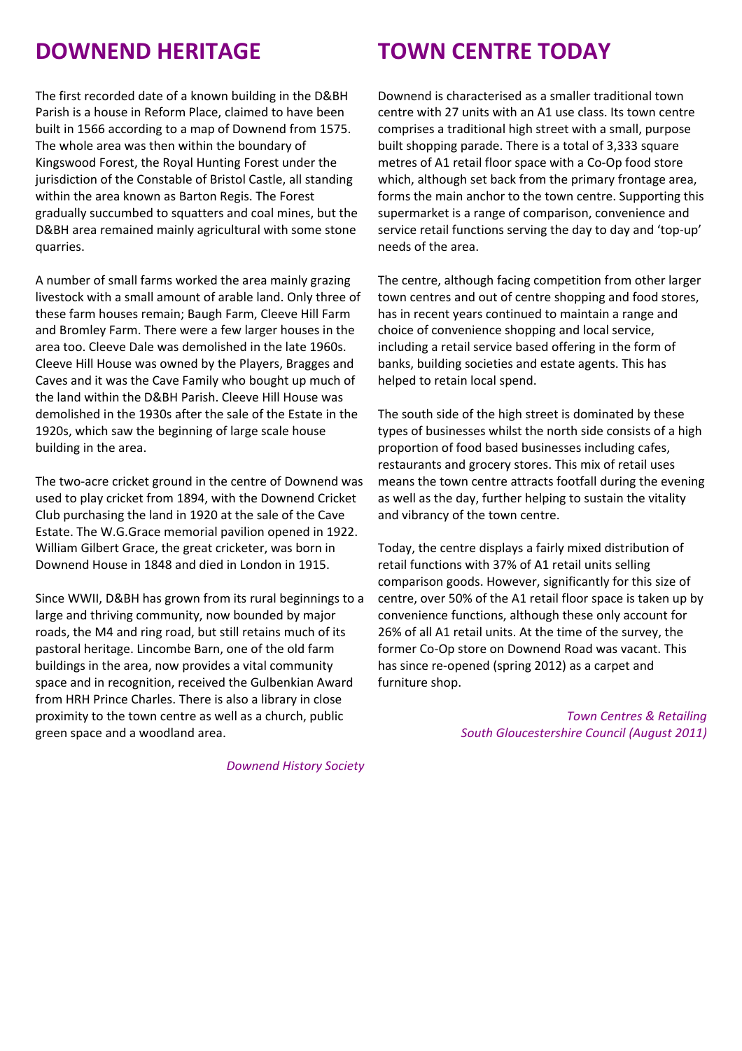## DOWNEND HERITAGE

The first recorded date of a known building in the D&BH Parish is a house in Reform Place, claimed to have been built in 1566 according to a map of Downend from 1575. The whole area was then within the boundary of Kingswood Forest, the Royal Hunting Forest under the jurisdiction of the Constable of Bristol Castle, all standing within the area known as Barton Regis. The Forest gradually succumbed to squatters and coal mines, but the D&BH area remained mainly agricultural with some stone quarries.

A number of small farms worked the area mainly grazing livestock with a small amount of arable land. Only three of these farm houses remain; Baugh Farm, Cleeve Hill Farm and Bromley Farm. There were a few larger houses in the area too. Cleeve Dale was demolished in the late 1960s. Cleeve Hill House was owned by the Players, Bragges and Caves and it was the Cave Family who bought up much of the land within the D&BH Parish. Cleeve Hill House was demolished in the 1930s after the sale of the Estate in the 1920s, which saw the beginning of large scale house building in the area.

The two-acre cricket ground in the centre of Downend was used to play cricket from 1894, with the Downend Cricket Club purchasing the land in 1920 at the sale of the Cave Estate. The W.G.Grace memorial pavilion opened in 1922. William Gilbert Grace, the great cricketer, was born in Downend House in 1848 and died in London in 1915.

Since WWII, D&BH has grown from its rural beginnings to a large and thriving community, now bounded by major roads, the M4 and ring road, but still retains much of its pastoral heritage. Lincombe Barn, one of the old farm buildings in the area, now provides a vital community space and in recognition, received the Gulbenkian Award from HRH Prince Charles. There is also a library in close proximity to the town centre as well as a church, public green space and a woodland area.

*Downend History Society*

## TOWN CENTRE TODAY

Downend is characterised as a smaller traditional town centre with 27 units with an A1 use class. Its town centre comprises a traditional high street with a small, purpose built shopping parade. There is a total of 3,333 square metres of A1 retail floor space with a Co-Op food store which, although set back from the primary frontage area, forms the main anchor to the town centre. Supporting this supermarket is a range of comparison, convenience and service retail functions serving the day to day and 'top-up' needs of the area.

The centre, although facing competition from other larger town centres and out of centre shopping and food stores, has in recent years continued to maintain a range and choice of convenience shopping and local service, including a retail service based offering in the form of banks, building societies and estate agents. This has helped to retain local spend.

The south side of the high street is dominated by these types of businesses whilst the north side consists of a high proportion of food based businesses including cafes, restaurants and grocery stores. This mix of retail uses means the town centre attracts footfall during the evening as well as the day, further helping to sustain the vitality and vibrancy of the town centre.

Today, the centre displays a fairly mixed distribution of retail functions with 37% of A1 retail units selling comparison goods. However, significantly for this size of centre, over 50% of the A1 retail floor space is taken up by convenience functions, although these only account for 26% of all A1 retail units. At the time of the survey, the former Co-Op store on Downend Road was vacant. This has since re-opened (spring 2012) as a carpet and furniture shop.

*Town Centres & Retailing*
*South Gloucestershire Council (August 2011)*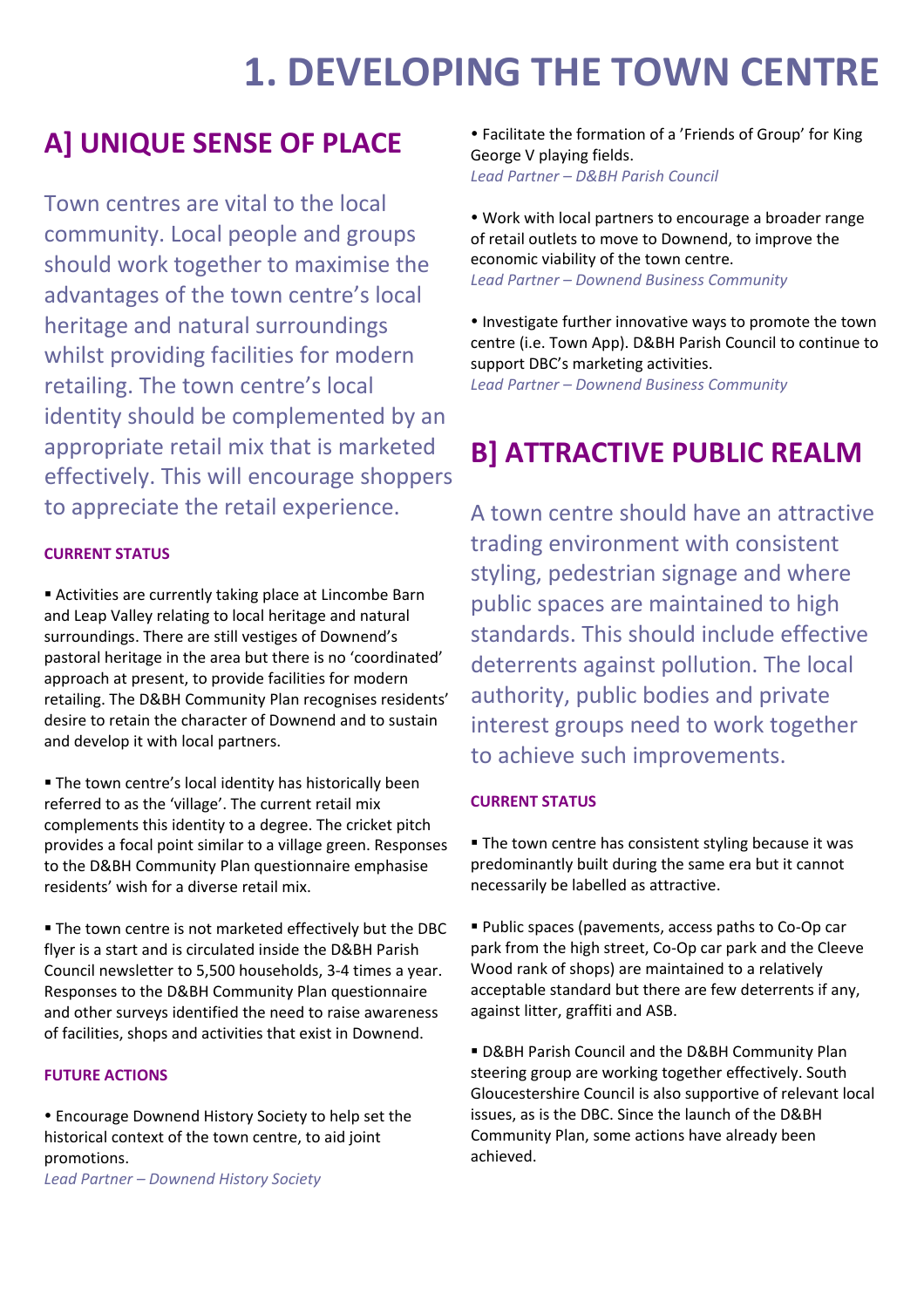# 1. DEVELOPING THE TOWN CENTRE

## A] UNIQUE SENSE OF PLACE

Town centres are vital to the local community. Local people and groups should work together to maximise the advantages of the town centre's local heritage and natural surroundings whilst providing facilities for modern retailing. The town centre's local identity should be complemented by an appropriate retail mix that is marketed effectively. This will encourage shoppers to appreciate the retail experience.

### CURRENT STATUS

- Activities are currently taking place at Lincombe Barn and Leap Valley relating to local heritage and natural surroundings. There are still vestiges of Downend's pastoral heritage in the area but there is no 'coordinated' approach at present, to provide facilities for modern retailing. The D&BH Community Plan recognises residents' desire to retain the character of Downend and to sustain and develop it with local partners.

- The town centre's local identity has historically been referred to as the 'village'. The current retail mix complements this identity to a degree. The cricket pitch provides a focal point similar to a village green. Responses to the D&BH Community Plan questionnaire emphasise residents' wish for a diverse retail mix.

- The town centre is not marketed effectively but the DBC flyer is a start and is circulated inside the D&BH Parish Council newsletter to 5,500 households, 3-4 times a year. Responses to the D&BH Community Plan questionnaire and other surveys identified the need to raise awareness of facilities, shops and activities that exist in Downend.

### FUTURE ACTIONS

- Encourage Downend History Society to help set the historical context of the town centre, to aid joint promotions.
  *Lead Partner – Downend History Society*

- Facilitate the formation of a 'Friends of Group' for King George V playing fields.
  *Lead Partner – D&BH Parish Council*

- Work with local partners to encourage a broader range of retail outlets to move to Downend, to improve the economic viability of the town centre.
  *Lead Partner – Downend Business Community*

- Investigate further innovative ways to promote the town centre (i.e. Town App). D&BH Parish Council to continue to support DBC's marketing activities.
  *Lead Partner – Downend Business Community*

## B] ATTRACTIVE PUBLIC REALM

A town centre should have an attractive trading environment with consistent styling, pedestrian signage and where public spaces are maintained to high standards. This should include effective deterrents against pollution. The local authority, public bodies and private interest groups need to work together to achieve such improvements.

### CURRENT STATUS

- The town centre has consistent styling because it was predominantly built during the same era but it cannot necessarily be labelled as attractive.

- Public spaces (pavements, access paths to Co-Op car park from the high street, Co-Op car park and the Cleeve Wood rank of shops) are maintained to a relatively acceptable standard but there are few deterrents if any, against litter, graffiti and ASB.

- D&BH Parish Council and the D&BH Community Plan steering group are working together effectively. South Gloucestershire Council is also supportive of relevant local issues, as is the DBC. Since the launch of the D&BH Community Plan, some actions have already been achieved.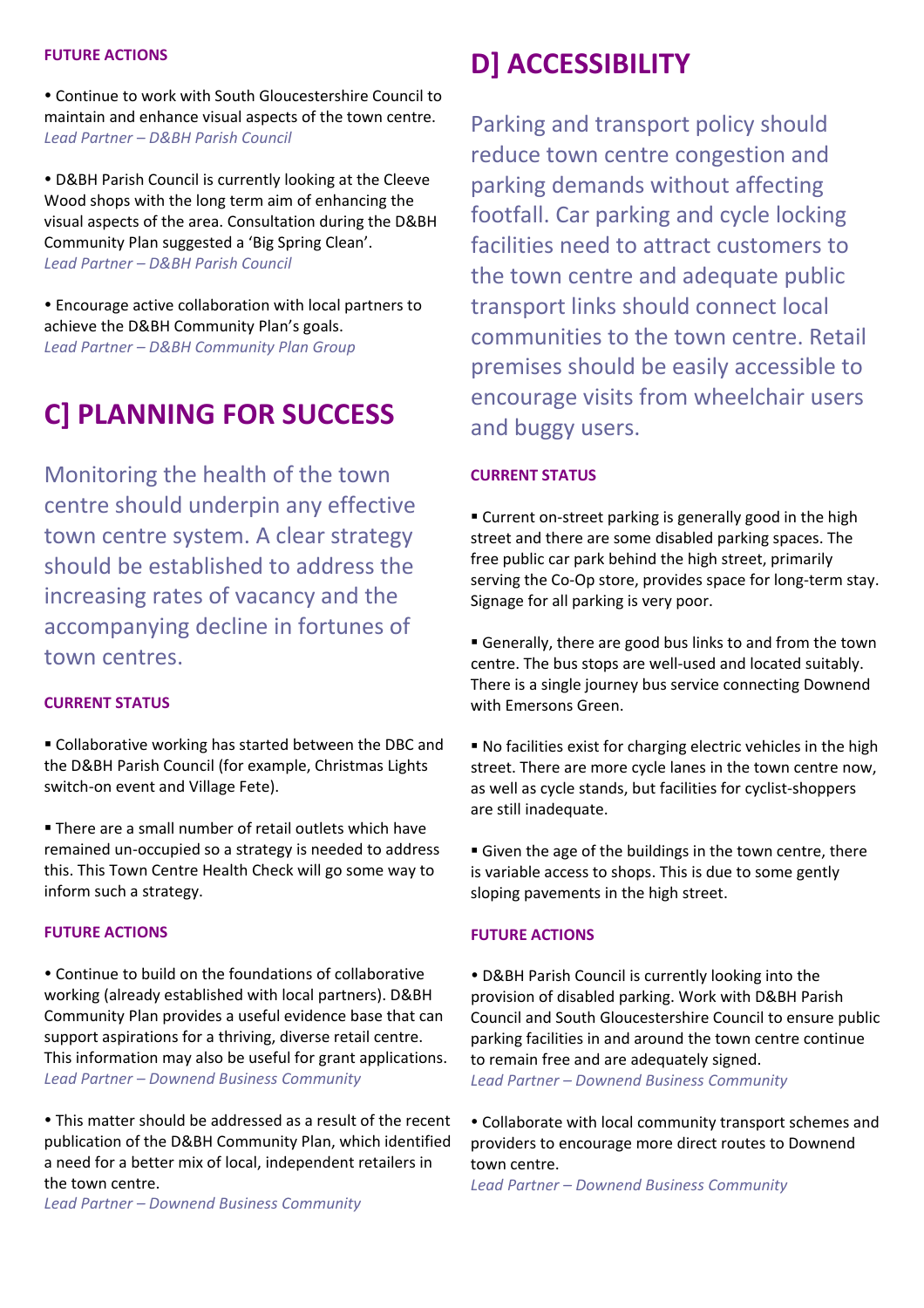#### FUTURE ACTIONS

- Continue to work with South Gloucestershire Council to maintain and enhance visual aspects of the town centre.
  *Lead Partner – D&BH Parish Council*

- D&BH Parish Council is currently looking at the Cleeve Wood shops with the long term aim of enhancing the visual aspects of the area. Consultation during the D&BH Community Plan suggested a 'Big Spring Clean'.
  *Lead Partner – D&BH Parish Council*

- Encourage active collaboration with local partners to achieve the D&BH Community Plan's goals.
  *Lead Partner – D&BH Community Plan Group*

## C] PLANNING FOR SUCCESS

Monitoring the health of the town centre should underpin any effective town centre system. A clear strategy should be established to address the increasing rates of vacancy and the accompanying decline in fortunes of town centres.

#### CURRENT STATUS

- Collaborative working has started between the DBC and the D&BH Parish Council (for example, Christmas Lights switch-on event and Village Fete).

- There are a small number of retail outlets which have remained un-occupied so a strategy is needed to address this. This Town Centre Health Check will go some way to inform such a strategy.

#### FUTURE ACTIONS

- Continue to build on the foundations of collaborative working (already established with local partners). D&BH Community Plan provides a useful evidence base that can support aspirations for a thriving, diverse retail centre. This information may also be useful for grant applications.
  *Lead Partner – Downend Business Community*

- This matter should be addressed as a result of the recent publication of the D&BH Community Plan, which identified a need for a better mix of local, independent retailers in the town centre.
  *Lead Partner – Downend Business Community*

## D] ACCESSIBILITY

Parking and transport policy should reduce town centre congestion and parking demands without affecting footfall. Car parking and cycle locking facilities need to attract customers to the town centre and adequate public transport links should connect local communities to the town centre. Retail premises should be easily accessible to encourage visits from wheelchair users and buggy users.

#### CURRENT STATUS

- Current on-street parking is generally good in the high street and there are some disabled parking spaces. The free public car park behind the high street, primarily serving the Co-Op store, provides space for long-term stay. Signage for all parking is very poor.

- Generally, there are good bus links to and from the town centre. The bus stops are well-used and located suitably. There is a single journey bus service connecting Downend with Emersons Green.

- No facilities exist for charging electric vehicles in the high street. There are more cycle lanes in the town centre now, as well as cycle stands, but facilities for cyclist-shoppers are still inadequate.

- Given the age of the buildings in the town centre, there is variable access to shops. This is due to some gently sloping pavements in the high street.

#### FUTURE ACTIONS

- D&BH Parish Council is currently looking into the provision of disabled parking. Work with D&BH Parish Council and South Gloucestershire Council to ensure public parking facilities in and around the town centre continue to remain free and are adequately signed.
  *Lead Partner – Downend Business Community*

- Collaborate with local community transport schemes and providers to encourage more direct routes to Downend town centre.
  *Lead Partner – Downend Business Community*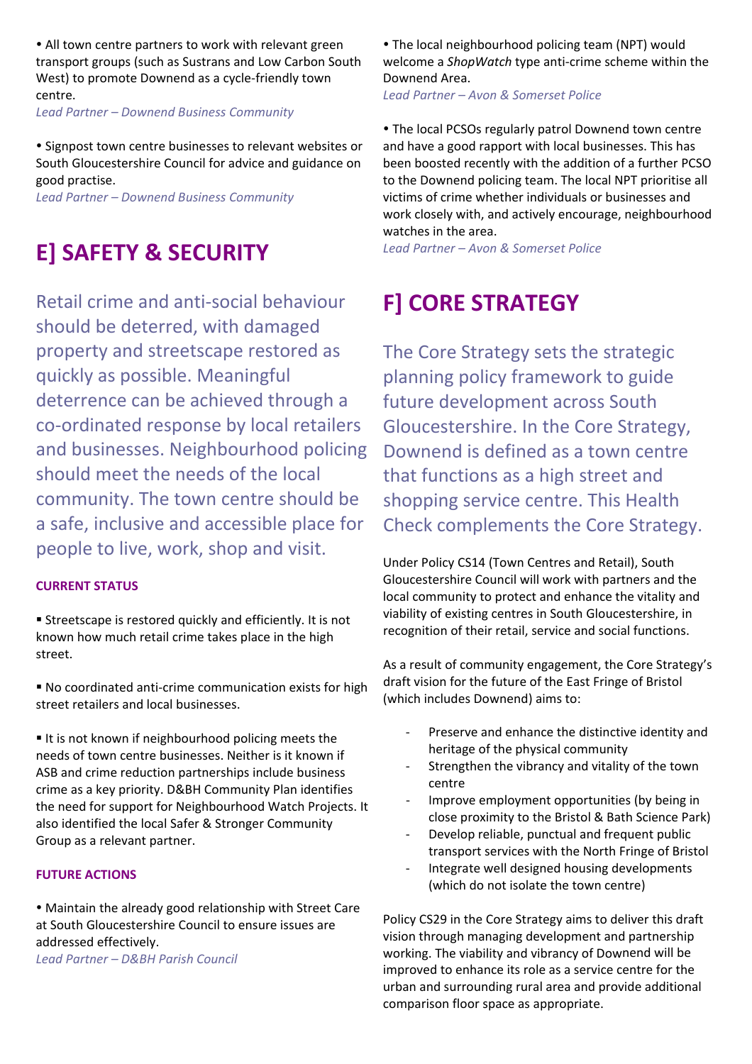• All town centre partners to work with relevant green transport groups (such as Sustrans and Low Carbon South West) to promote Downend as a cycle-friendly town centre.
*Lead Partner – Downend Business Community*

• Signpost town centre businesses to relevant websites or South Gloucestershire Council for advice and guidance on good practise.
*Lead Partner – Downend Business Community*

## E] SAFETY & SECURITY

Retail crime and anti-social behaviour should be deterred, with damaged property and streetscape restored as quickly as possible. Meaningful deterrence can be achieved through a co-ordinated response by local retailers and businesses. Neighbourhood policing should meet the needs of the local community. The town centre should be a safe, inclusive and accessible place for people to live, work, shop and visit.

### CURRENT STATUS

▪ Streetscape is restored quickly and efficiently. It is not known how much retail crime takes place in the high street.

▪ No coordinated anti-crime communication exists for high street retailers and local businesses.

▪ It is not known if neighbourhood policing meets the needs of town centre businesses. Neither is it known if ASB and crime reduction partnerships include business crime as a key priority. D&BH Community Plan identifies the need for support for Neighbourhood Watch Projects. It also identified the local Safer & Stronger Community Group as a relevant partner.

### FUTURE ACTIONS

• Maintain the already good relationship with Street Care at South Gloucestershire Council to ensure issues are addressed effectively.
*Lead Partner – D&BH Parish Council*

• The local neighbourhood policing team (NPT) would welcome a *ShopWatch* type anti-crime scheme within the Downend Area.
*Lead Partner – Avon & Somerset Police*

• The local PCSOs regularly patrol Downend town centre and have a good rapport with local businesses. This has been boosted recently with the addition of a further PCSO to the Downend policing team. The local NPT prioritise all victims of crime whether individuals or businesses and work closely with, and actively encourage, neighbourhood watches in the area.
*Lead Partner – Avon & Somerset Police*

## F] CORE STRATEGY

The Core Strategy sets the strategic planning policy framework to guide future development across South Gloucestershire. In the Core Strategy, Downend is defined as a town centre that functions as a high street and shopping service centre. This Health Check complements the Core Strategy.

Under Policy CS14 (Town Centres and Retail), South Gloucestershire Council will work with partners and the local community to protect and enhance the vitality and viability of existing centres in South Gloucestershire, in recognition of their retail, service and social functions.

As a result of community engagement, the Core Strategy's draft vision for the future of the East Fringe of Bristol (which includes Downend) aims to:

- Preserve and enhance the distinctive identity and heritage of the physical community
- Strengthen the vibrancy and vitality of the town centre
- Improve employment opportunities (by being in close proximity to the Bristol & Bath Science Park)
- Develop reliable, punctual and frequent public transport services with the North Fringe of Bristol
- Integrate well designed housing developments (which do not isolate the town centre)

Policy CS29 in the Core Strategy aims to deliver this draft vision through managing development and partnership working. The viability and vibrancy of Downend will be improved to enhance its role as a service centre for the urban and surrounding rural area and provide additional comparison floor space as appropriate.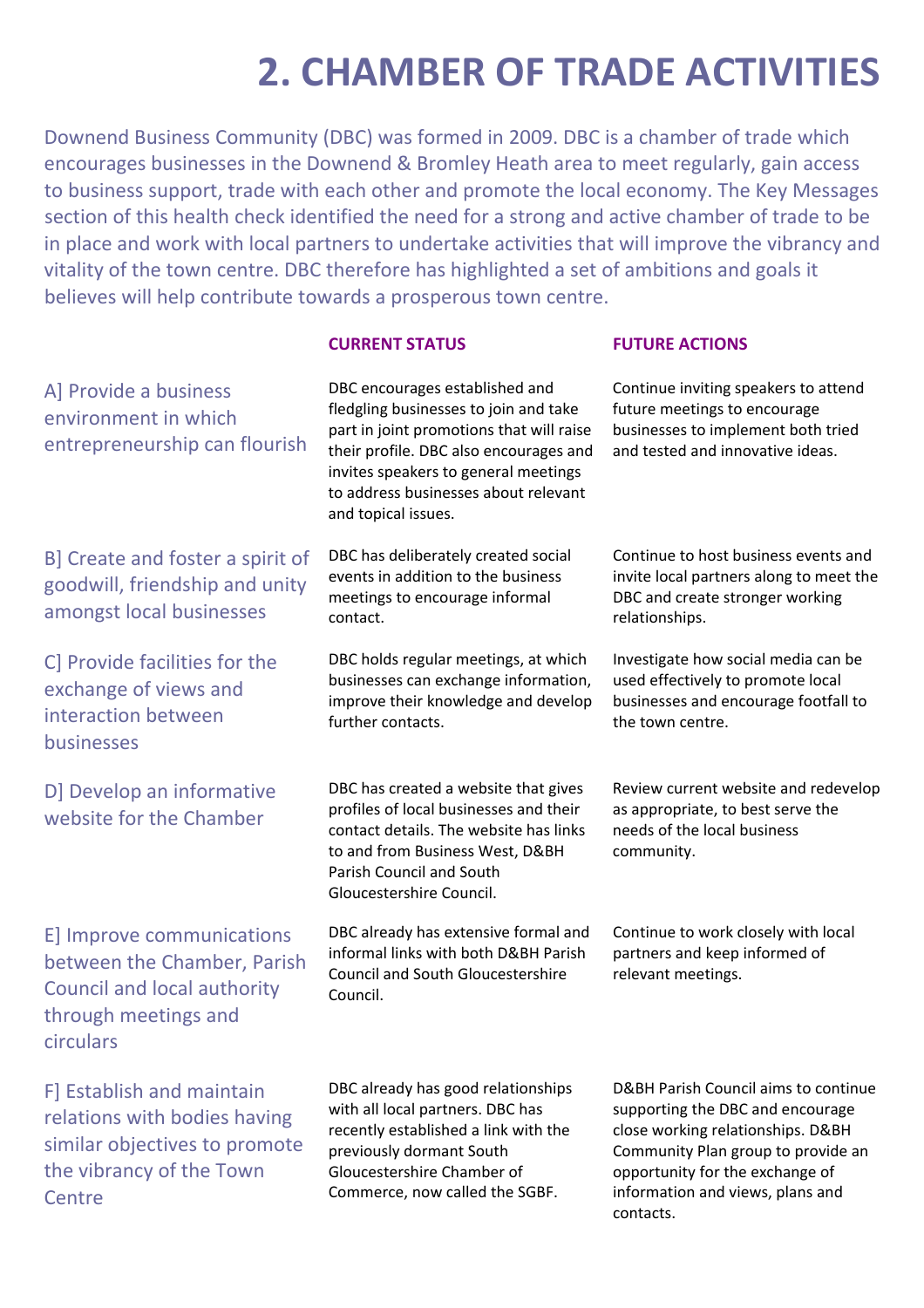# 2. CHAMBER OF TRADE ACTIVITIES

Downend Business Community (DBC) was formed in 2009. DBC is a chamber of trade which encourages businesses in the Downend & Bromley Heath area to meet regularly, gain access to business support, trade with each other and promote the local economy. The Key Messages section of this health check identified the need for a strong and active chamber of trade to be in place and work with local partners to undertake activities that will improve the vibrancy and vitality of the town centre. DBC therefore has highlighted a set of ambitions and goals it believes will help contribute towards a prosperous town centre.

| | CURRENT STATUS | FUTURE ACTIONS |
|---|---|---|
| A] Provide a business environment in which entrepreneurship can flourish | DBC encourages established and fledgling businesses to join and take part in joint promotions that will raise their profile. DBC also encourages and invites speakers to general meetings to address businesses about relevant and topical issues. | Continue inviting speakers to attend future meetings to encourage businesses to implement both tried and tested and innovative ideas. |
| B] Create and foster a spirit of goodwill, friendship and unity amongst local businesses | DBC has deliberately created social events in addition to the business meetings to encourage informal contact. | Continue to host business events and invite local partners along to meet the DBC and create stronger working relationships. |
| C] Provide facilities for the exchange of views and interaction between businesses | DBC holds regular meetings, at which businesses can exchange information, improve their knowledge and develop further contacts. | Investigate how social media can be used effectively to promote local businesses and encourage footfall to the town centre. |
| D] Develop an informative website for the Chamber | DBC has created a website that gives profiles of local businesses and their contact details. The website has links to and from Business West, D&BH Parish Council and South Gloucestershire Council. | Review current website and redevelop as appropriate, to best serve the needs of the local business community. |
| E] Improve communications between the Chamber, Parish Council and local authority through meetings and circulars | DBC already has extensive formal and informal links with both D&BH Parish Council and South Gloucestershire Council. | Continue to work closely with local partners and keep informed of relevant meetings. |
| F] Establish and maintain relations with bodies having similar objectives to promote the vibrancy of the Town Centre | DBC already has good relationships with all local partners. DBC has recently established a link with the previously dormant South Gloucestershire Chamber of Commerce, now called the SGBF. | D&BH Parish Council aims to continue supporting the DBC and encourage close working relationships. D&BH Community Plan group to provide an opportunity for the exchange of information and views, plans and contacts. |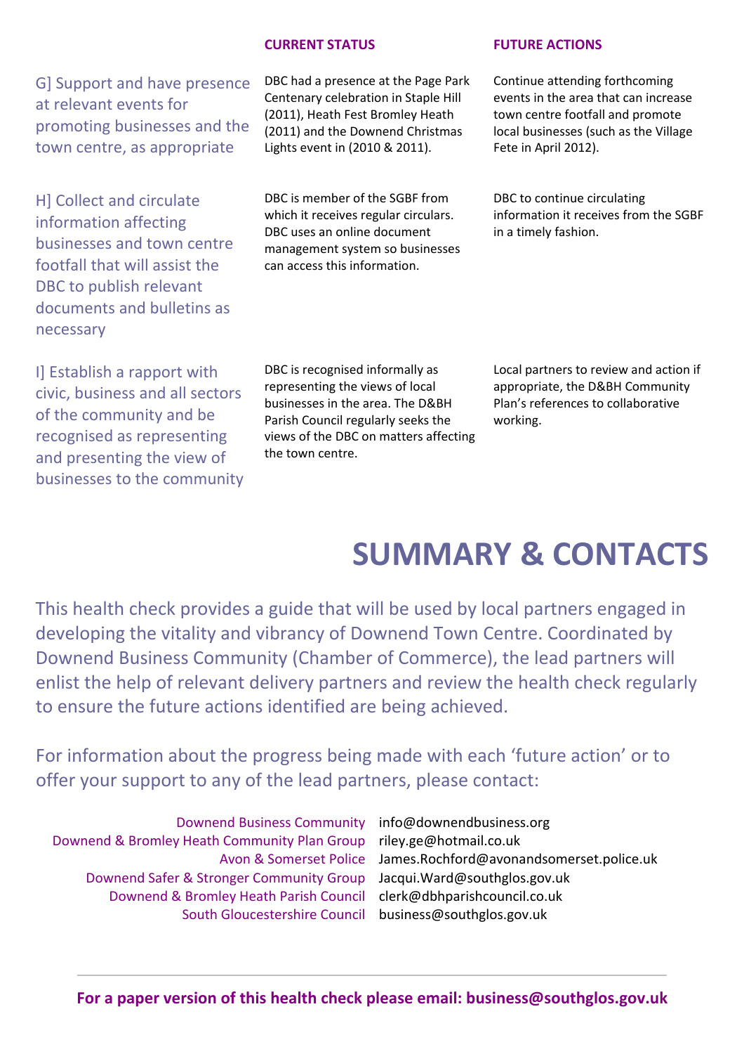| | CURRENT STATUS | FUTURE ACTIONS |
|---|---|---|
| G] Support and have presence at relevant events for promoting businesses and the town centre, as appropriate | DBC had a presence at the Page Park Centenary celebration in Staple Hill (2011), Heath Fest Bromley Heath (2011) and the Downend Christmas Lights event in (2010 & 2011). | Continue attending forthcoming events in the area that can increase town centre footfall and promote local businesses (such as the Village Fete in April 2012). |
| H] Collect and circulate information affecting businesses and town centre footfall that will assist the DBC to publish relevant documents and bulletins as necessary | DBC is member of the SGBF from which it receives regular circulars. DBC uses an online document management system so businesses can access this information. | DBC to continue circulating information it receives from the SGBF in a timely fashion. |
| I] Establish a rapport with civic, business and all sectors of the community and be recognised as representing and presenting the view of businesses to the community | DBC is recognised informally as representing the views of local businesses in the area. The D&BH Parish Council regularly seeks the views of the DBC on matters affecting the town centre. | Local partners to review and action if appropriate, the D&BH Community Plan's references to collaborative working. |

# SUMMARY & CONTACTS

This health check provides a guide that will be used by local partners engaged in developing the vitality and vibrancy of Downend Town Centre. Coordinated by Downend Business Community (Chamber of Commerce), the lead partners will enlist the help of relevant delivery partners and review the health check regularly to ensure the future actions identified are being achieved.

For information about the progress being made with each 'future action' or to offer your support to any of the lead partners, please contact:

| | |
|---|---|
| Downend Business Community | info@downendbusiness.org |
| Downend & Bromley Heath Community Plan Group | riley.ge@hotmail.co.uk |
| Avon & Somerset Police | James.Rochford@avonandsomerset.police.uk |
| Downend Safer & Stronger Community Group | Jacqui.Ward@southglos.gov.uk |
| Downend & Bromley Heath Parish Council | clerk@dbhparishcouncil.co.uk |
| South Gloucestershire Council | business@southglos.gov.uk |

**For a paper version of this health check please email: business@southglos.gov.uk**